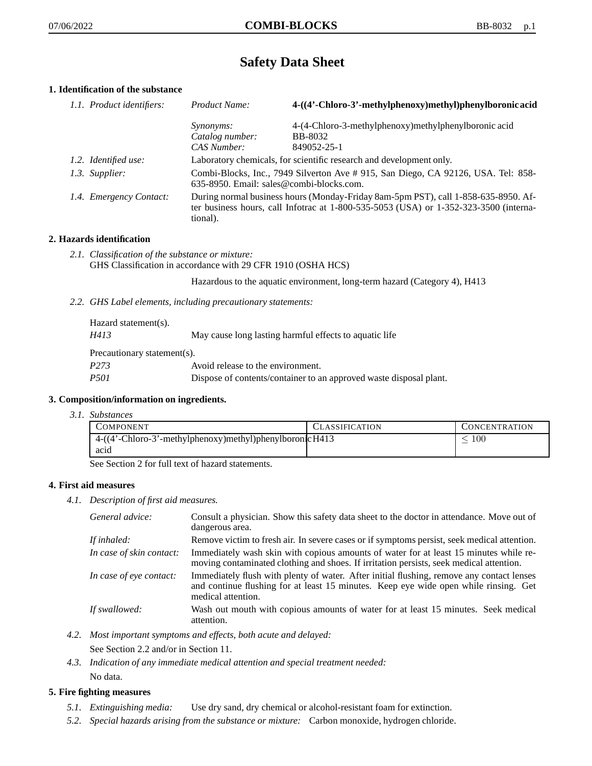# Safety Data Sheet

## 1. Identification of the substance

*1.1. Product identifiers:*

| | |
|---|---|
| *Product Name:* | **4-((4'-Chloro-3'-methylphenoxy)methyl)phenylboronic acid** |
| *Synonyms:* | 4-(4-Chloro-3-methylphenoxy)methylphenylboronic acid |
| *Catalog number:* | BB-8032 |
| *CAS Number:* | 849052-25-1 |

*1.2. Identified use:* Laboratory chemicals, for scientific research and development only.

*1.3. Supplier:* Combi-Blocks, Inc., 7949 Silverton Ave # 915, San Diego, CA 92126, USA. Tel: 858-635-8950. Email: sales@combi-blocks.com.

*1.4. Emergency Contact:* During normal business hours (Monday-Friday 8am-5pm PST), call 1-858-635-8950. After business hours, call Infotrac at 1-800-535-5053 (USA) or 1-352-323-3500 (international).

## 2. Hazards identification

*2.1. Classification of the substance or mixture:*
GHS Classification in accordance with 29 CFR 1910 (OSHA HCS)

Hazardous to the aquatic environment, long-term hazard (Category 4), H413

*2.2. GHS Label elements, including precautionary statements:*

Hazard statement(s).

| | |
|---|---|
| *H413* | May cause long lasting harmful effects to aquatic life |

Precautionary statement(s).

| | |
|---|---|
| *P273* | Avoid release to the environment. |
| *P501* | Dispose of contents/container to an approved waste disposal plant. |

## 3. Composition/information on ingredients.

*3.1. Substances*

| COMPONENT | CLASSIFICATION | CONCENTRATION |
|---|---|---|
| 4-((4'-Chloro-3'-methylphenoxy)methyl)phenylboronic acid | H413 | $\leq 100$ |

See Section 2 for full text of hazard statements.

## 4. First aid measures

*4.1. Description of first aid measures.*

| | |
|---|---|
| *General advice:* | Consult a physician. Show this safety data sheet to the doctor in attendance. Move out of dangerous area. |
| *If inhaled:* | Remove victim to fresh air. In severe cases or if symptoms persist, seek medical attention. |
| *In case of skin contact:* | Immediately wash skin with copious amounts of water for at least 15 minutes while removing contaminated clothing and shoes. If irritation persists, seek medical attention. |
| *In case of eye contact:* | Immediately flush with plenty of water. After initial flushing, remove any contact lenses and continue flushing for at least 15 minutes. Keep eye wide open while rinsing. Get medical attention. |
| *If swallowed:* | Wash out mouth with copious amounts of water for at least 15 minutes. Seek medical attention. |

*4.2. Most important symptoms and effects, both acute and delayed:*

See Section 2.2 and/or in Section 11.

*4.3. Indication of any immediate medical attention and special treatment needed:*

No data.

## 5. Fire fighting measures

*5.1. Extinguishing media:* Use dry sand, dry chemical or alcohol-resistant foam for extinction.

*5.2. Special hazards arising from the substance or mixture:* Carbon monoxide, hydrogen chloride.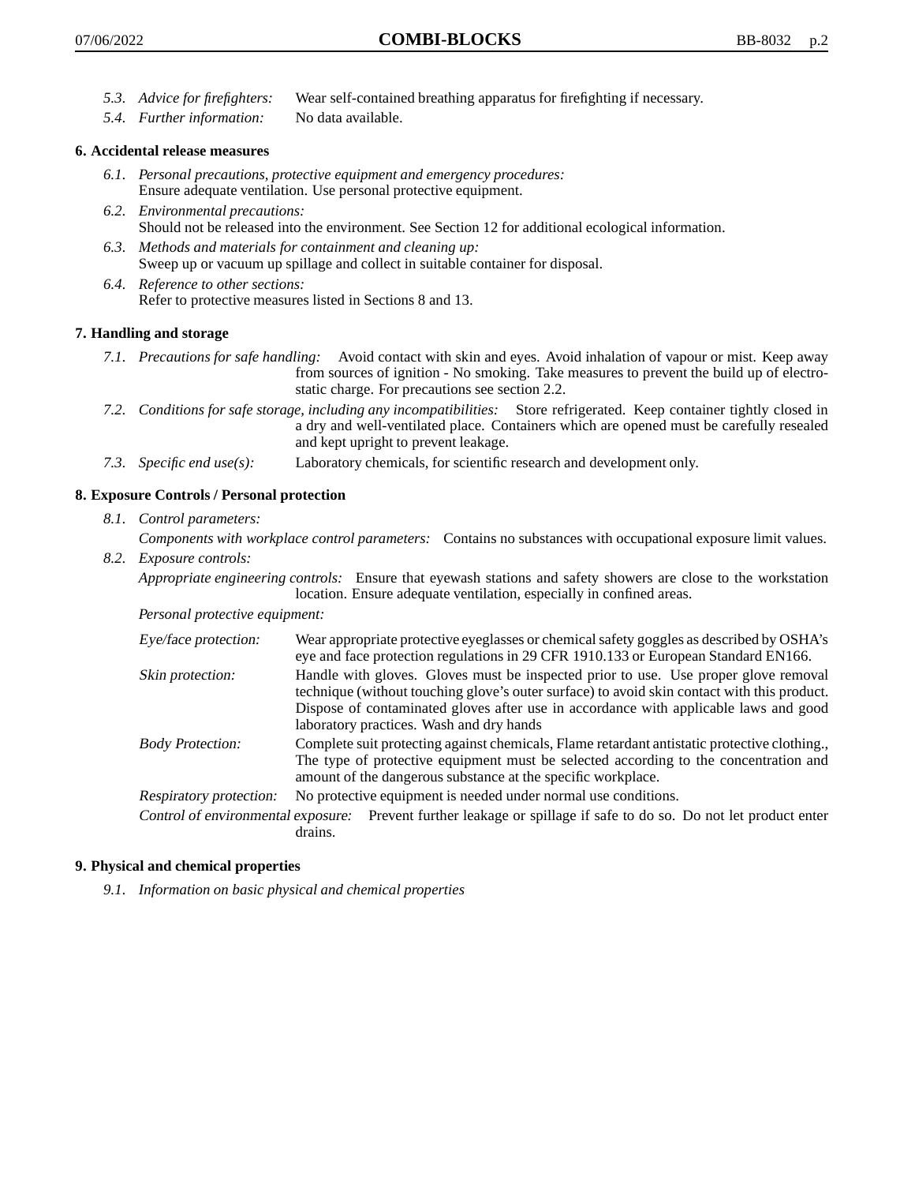5.3. *Advice for firefighters:* Wear self-contained breathing apparatus for firefighting if necessary.

5.4. *Further information:* No data available.

## 6. Accidental release measures

6.1. *Personal precautions, protective equipment and emergency procedures:*
Ensure adequate ventilation. Use personal protective equipment.

6.2. *Environmental precautions:*
Should not be released into the environment. See Section 12 for additional ecological information.

6.3. *Methods and materials for containment and cleaning up:*
Sweep up or vacuum up spillage and collect in suitable container for disposal.

6.4. *Reference to other sections:*
Refer to protective measures listed in Sections 8 and 13.

## 7. Handling and storage

7.1. *Precautions for safe handling:* Avoid contact with skin and eyes. Avoid inhalation of vapour or mist. Keep away from sources of ignition - No smoking. Take measures to prevent the build up of electrostatic charge. For precautions see section 2.2.

7.2. *Conditions for safe storage, including any incompatibilities:* Store refrigerated. Keep container tightly closed in a dry and well-ventilated place. Containers which are opened must be carefully resealed and kept upright to prevent leakage.

7.3. *Specific end use(s):* Laboratory chemicals, for scientific research and development only.

## 8. Exposure Controls / Personal protection

8.1. *Control parameters:*

*Components with workplace control parameters:* Contains no substances with occupational exposure limit values.

8.2. *Exposure controls:*

*Appropriate engineering controls:* Ensure that eyewash stations and safety showers are close to the workstation location. Ensure adequate ventilation, especially in confined areas.

*Personal protective equipment:*

*Eye/face protection:* Wear appropriate protective eyeglasses or chemical safety goggles as described by OSHA's eye and face protection regulations in 29 CFR 1910.133 or European Standard EN166.

*Skin protection:* Handle with gloves. Gloves must be inspected prior to use. Use proper glove removal technique (without touching glove's outer surface) to avoid skin contact with this product. Dispose of contaminated gloves after use in accordance with applicable laws and good laboratory practices. Wash and dry hands

*Body Protection:* Complete suit protecting against chemicals, Flame retardant antistatic protective clothing., The type of protective equipment must be selected according to the concentration and amount of the dangerous substance at the specific workplace.

*Respiratory protection:* No protective equipment is needed under normal use conditions.

*Control of environmental exposure:* Prevent further leakage or spillage if safe to do so. Do not let product enter drains.

## 9. Physical and chemical properties

9.1. *Information on basic physical and chemical properties*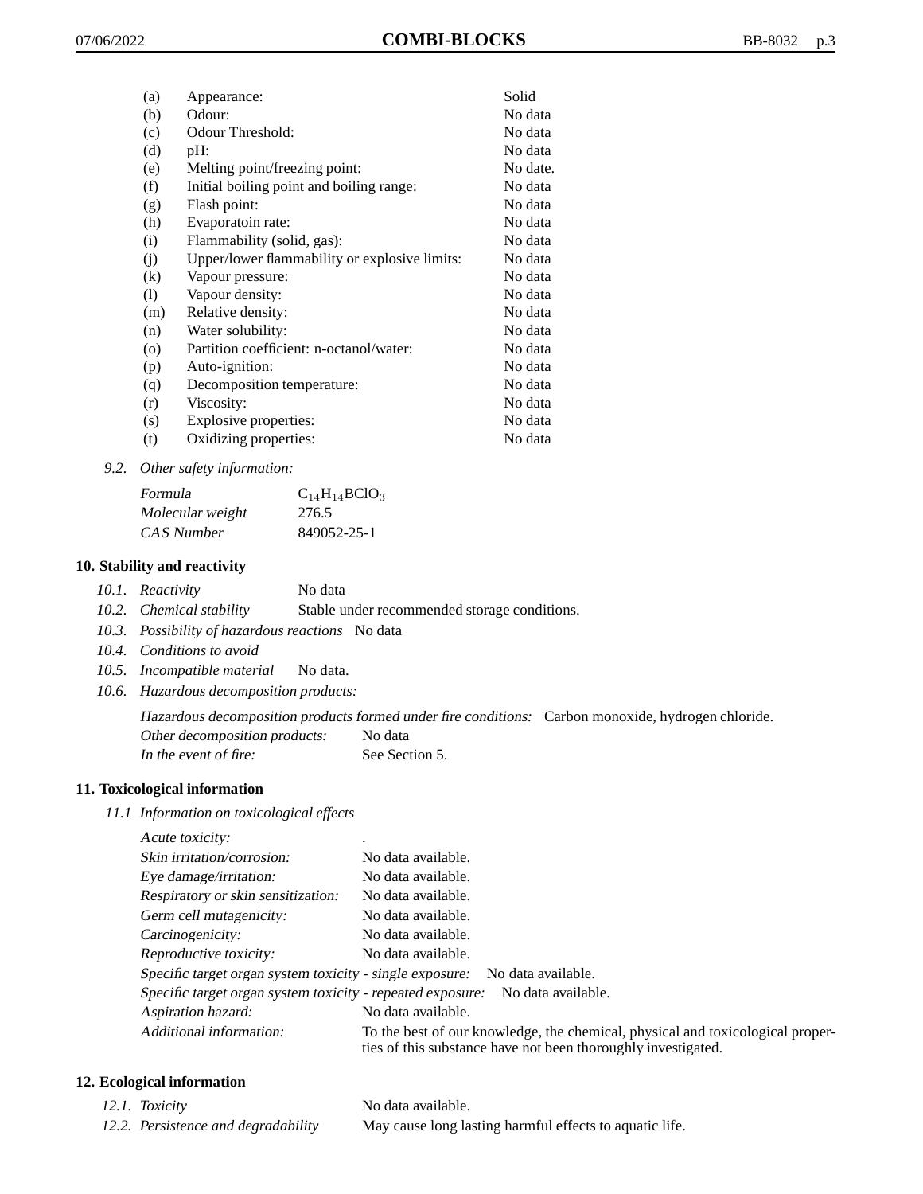| | | |
|---|---|---|
| (a) | Appearance: | Solid |
| (b) | Odour: | No data |
| (c) | Odour Threshold: | No data |
| (d) | pH: | No data |
| (e) | Melting point/freezing point: | No date. |
| (f) | Initial boiling point and boiling range: | No data |
| (g) | Flash point: | No data |
| (h) | Evaporatoin rate: | No data |
| (i) | Flammability (solid, gas): | No data |
| (j) | Upper/lower flammability or explosive limits: | No data |
| (k) | Vapour pressure: | No data |
| (l) | Vapour density: | No data |
| (m) | Relative density: | No data |
| (n) | Water solubility: | No data |
| (o) | Partition coefficient: n-octanol/water: | No data |
| (p) | Auto-ignition: | No data |
| (q) | Decomposition temperature: | No data |
| (r) | Viscosity: | No data |
| (s) | Explosive properties: | No data |
| (t) | Oxidizing properties: | No data |

*9.2. Other safety information:*

| | |
|---|---|
| *Formula* | $C_{14}H_{14}BClO_3$ |
| *Molecular weight* | 276.5 |
| *CAS Number* | 849052-25-1 |

## 10. Stability and reactivity

*10.1. Reactivity* No data

*10.2. Chemical stability* Stable under recommended storage conditions.

*10.3. Possibility of hazardous reactions* No data

*10.4. Conditions to avoid*

*10.5. Incompatible material* No data.

*10.6. Hazardous decomposition products:*

*Hazardous decomposition products formed under fire conditions:* Carbon monoxide, hydrogen chloride.
*Other decomposition products:* No data
*In the event of fire:* See Section 5.

## 11. Toxicological information

*11.1 Information on toxicological effects*

| | |
|---|---|
| *Acute toxicity:* | . |
| *Skin irritation/corrosion:* | No data available. |
| *Eye damage/irritation:* | No data available. |
| *Respiratory or skin sensitization:* | No data available. |
| *Germ cell mutagenicity:* | No data available. |
| *Carcinogenicity:* | No data available. |
| *Reproductive toxicity:* | No data available. |
| *Specific target organ system toxicity - single exposure:* | No data available. |
| *Specific target organ system toxicity - repeated exposure:* | No data available. |
| *Aspiration hazard:* | No data available. |
| *Additional information:* | To the best of our knowledge, the chemical, physical and toxicological properties of this substance have not been thoroughly investigated. |

## 12. Ecological information

| | |
|---|---|
| *12.1. Toxicity* | No data available. |
| *12.2. Persistence and degradability* | May cause long lasting harmful effects to aquatic life. |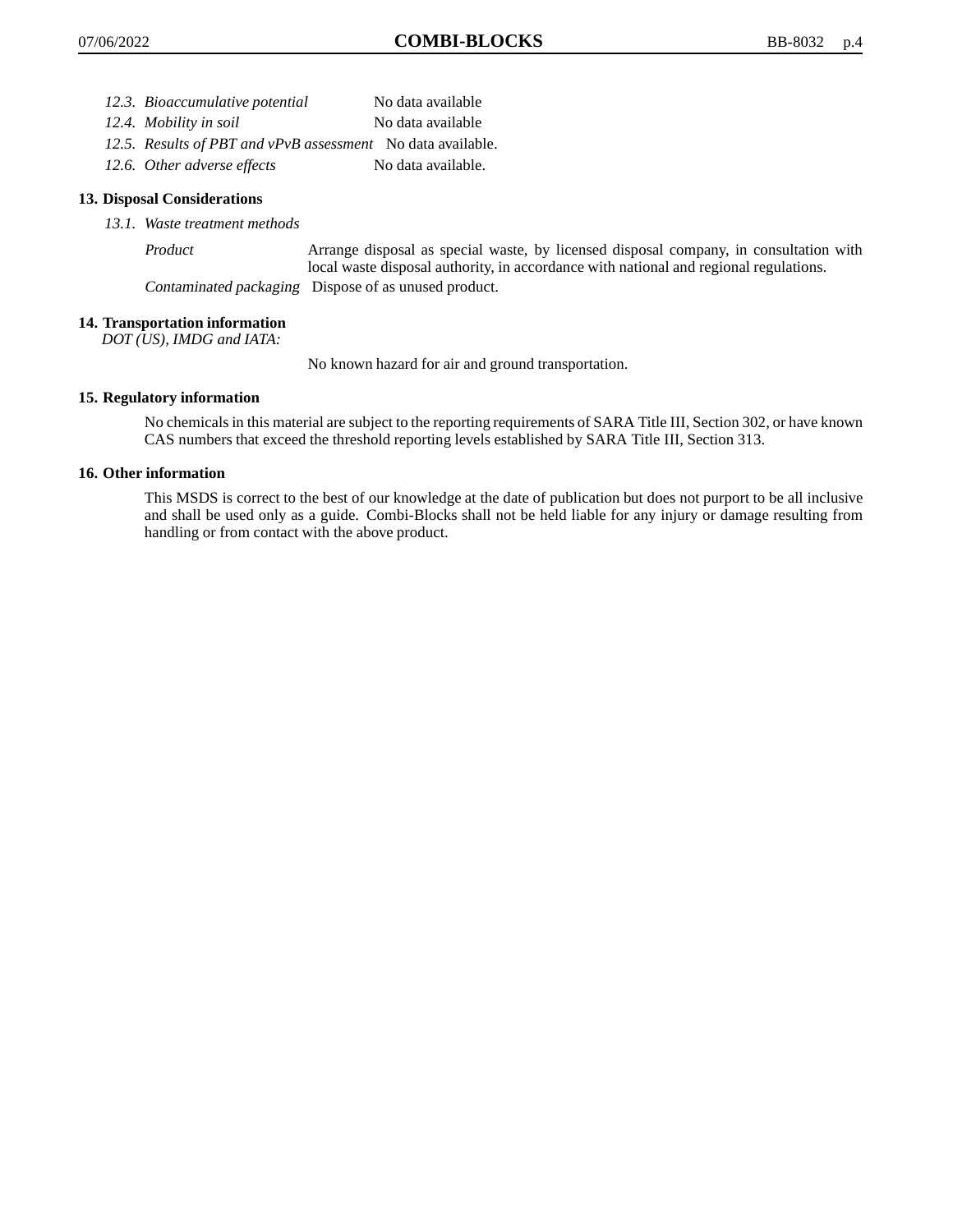*12.3. Bioaccumulative potential* No data available

*12.4. Mobility in soil* No data available

*12.5. Results of PBT and vPvB assessment* No data available.

*12.6. Other adverse effects* No data available.

## 13. Disposal Considerations

*13.1. Waste treatment methods*

*Product* Arrange disposal as special waste, by licensed disposal company, in consultation with local waste disposal authority, in accordance with national and regional regulations.

*Contaminated packaging* Dispose of as unused product.

## 14. Transportation information

*DOT (US), IMDG and IATA:*

No known hazard for air and ground transportation.

## 15. Regulatory information

No chemicals in this material are subject to the reporting requirements of SARA Title III, Section 302, or have known CAS numbers that exceed the threshold reporting levels established by SARA Title III, Section 313.

## 16. Other information

This MSDS is correct to the best of our knowledge at the date of publication but does not purport to be all inclusive and shall be used only as a guide. Combi-Blocks shall not be held liable for any injury or damage resulting from handling or from contact with the above product.